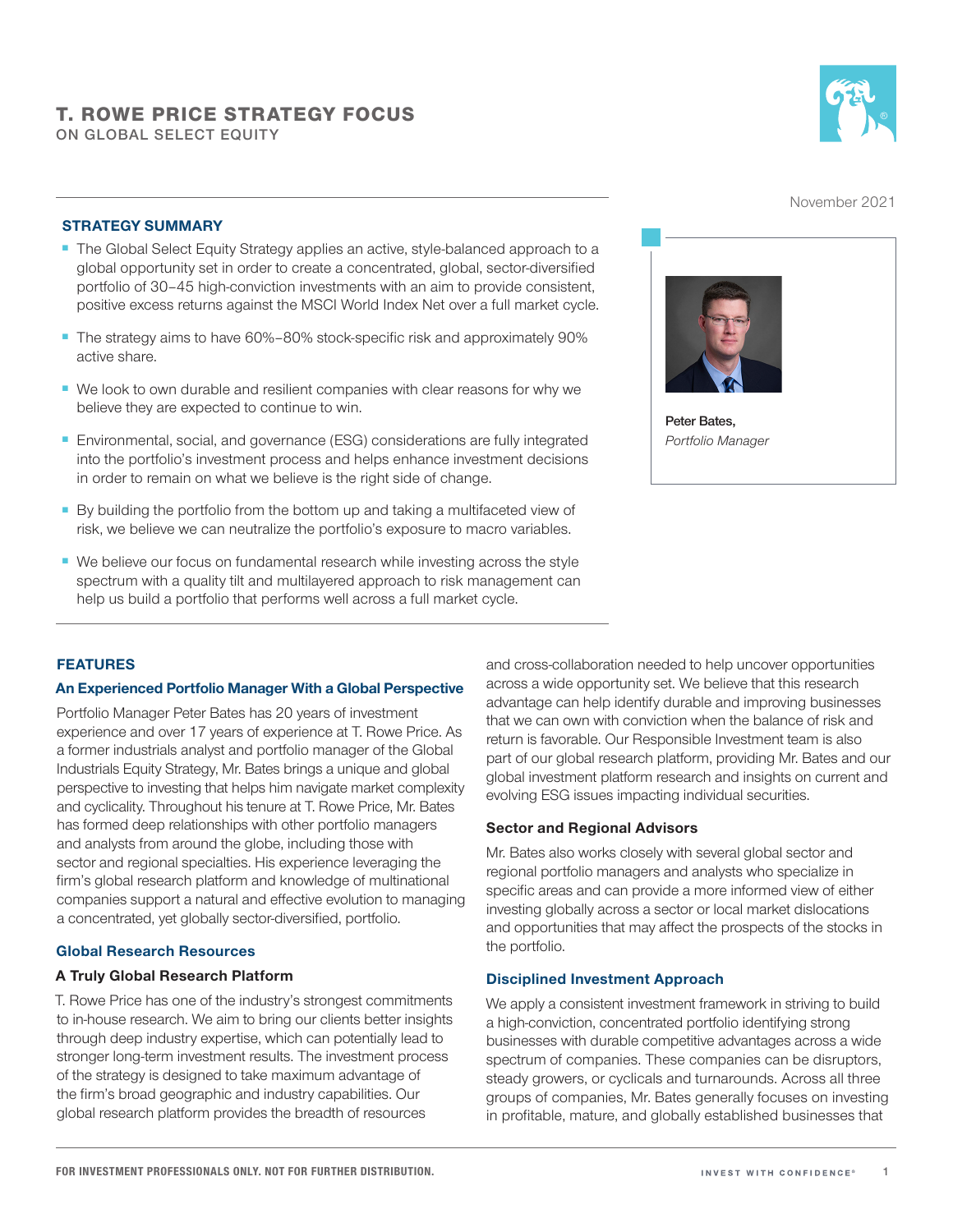# T. ROWE PRICE STRATEGY FOCUS

ON GLOBAL SELECT EQUITY

November 2021

## STRATEGY SUMMARY

- The Global Select Equity Strategy applies an active, style-balanced approach to a global opportunity set in order to create a concentrated, global, sector-diversified portfolio of 30–45 high-conviction investments with an aim to provide consistent, positive excess returns against the MSCI World Index Net over a full market cycle.
- The strategy aims to have 60%–80% stock-specific risk and approximately 90% active share.
- We look to own durable and resilient companies with clear reasons for why we believe they are expected to continue to win.
- Environmental, social, and governance (ESG) considerations are fully integrated into the portfolio's investment process and helps enhance investment decisions in order to remain on what we believe is the right side of change.
- By building the portfolio from the bottom up and taking a multifaceted view of risk, we believe we can neutralize the portfolio's exposure to macro variables.
- We believe our focus on fundamental research while investing across the style spectrum with a quality tilt and multilayered approach to risk management can help us build a portfolio that performs well across a full market cycle.

**Peter Bates,**
*Portfolio Manager*

## FEATURES

### An Experienced Portfolio Manager With a Global Perspective

Portfolio Manager Peter Bates has 20 years of investment experience and over 17 years of experience at T. Rowe Price. As a former industrials analyst and portfolio manager of the Global Industrials Equity Strategy, Mr. Bates brings a unique and global perspective to investing that helps him navigate market complexity and cyclicality. Throughout his tenure at T. Rowe Price, Mr. Bates has formed deep relationships with other portfolio managers and analysts from around the globe, including those with sector and regional specialties. His experience leveraging the firm's global research platform and knowledge of multinational companies support a natural and effective evolution to managing a concentrated, yet globally sector-diversified, portfolio.

### Global Research Resources

#### A Truly Global Research Platform

T. Rowe Price has one of the industry's strongest commitments to in-house research. We aim to bring our clients better insights through deep industry expertise, which can potentially lead to stronger long-term investment results. The investment process of the strategy is designed to take maximum advantage of the firm's broad geographic and industry capabilities. Our global research platform provides the breadth of resources and cross-collaboration needed to help uncover opportunities across a wide opportunity set. We believe that this research advantage can help identify durable and improving businesses that we can own with conviction when the balance of risk and return is favorable. Our Responsible Investment team is also part of our global research platform, providing Mr. Bates and our global investment platform research and insights on current and evolving ESG issues impacting individual securities.

#### Sector and Regional Advisors

Mr. Bates also works closely with several global sector and regional portfolio managers and analysts who specialize in specific areas and can provide a more informed view of either investing globally across a sector or local market dislocations and opportunities that may affect the prospects of the stocks in the portfolio.

### Disciplined Investment Approach

We apply a consistent investment framework in striving to build a high-conviction, concentrated portfolio identifying strong businesses with durable competitive advantages across a wide spectrum of companies. These companies can be disruptors, steady growers, or cyclicals and turnarounds. Across all three groups of companies, Mr. Bates generally focuses on investing in profitable, mature, and globally established businesses that

FOR INVESTMENT PROFESSIONALS ONLY. NOT FOR FURTHER DISTRIBUTION.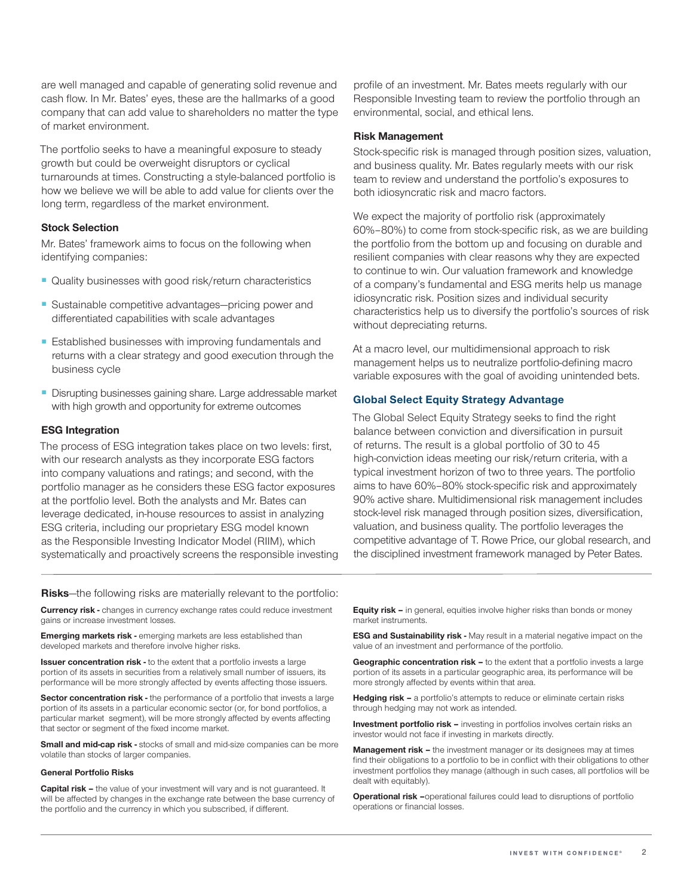are well managed and capable of generating solid revenue and cash flow. In Mr. Bates' eyes, these are the hallmarks of a good company that can add value to shareholders no matter the type of market environment.

The portfolio seeks to have a meaningful exposure to steady growth but could be overweight disruptors or cyclical turnarounds at times. Constructing a style-balanced portfolio is how we believe we will be able to add value for clients over the long term, regardless of the market environment.

### Stock Selection

Mr. Bates' framework aims to focus on the following when identifying companies:

- Quality businesses with good risk/return characteristics
- Sustainable competitive advantages—pricing power and differentiated capabilities with scale advantages
- Established businesses with improving fundamentals and returns with a clear strategy and good execution through the business cycle
- Disrupting businesses gaining share. Large addressable market with high growth and opportunity for extreme outcomes

### ESG Integration

The process of ESG integration takes place on two levels: first, with our research analysts as they incorporate ESG factors into company valuations and ratings; and second, with the portfolio manager as he considers these ESG factor exposures at the portfolio level. Both the analysts and Mr. Bates can leverage dedicated, in-house resources to assist in analyzing ESG criteria, including our proprietary ESG model known as the Responsible Investing Indicator Model (RIIM), which systematically and proactively screens the responsible investing profile of an investment. Mr. Bates meets regularly with our Responsible Investing team to review the portfolio through an environmental, social, and ethical lens.

### Risk Management

Stock-specific risk is managed through position sizes, valuation, and business quality. Mr. Bates regularly meets with our risk team to review and understand the portfolio's exposures to both idiosyncratic risk and macro factors.

We expect the majority of portfolio risk (approximately 60%–80%) to come from stock-specific risk, as we are building the portfolio from the bottom up and focusing on durable and resilient companies with clear reasons why they are expected to continue to win. Our valuation framework and knowledge of a company's fundamental and ESG merits help us manage idiosyncratic risk. Position sizes and individual security characteristics help us to diversify the portfolio's sources of risk without depreciating returns.

At a macro level, our multidimensional approach to risk management helps us to neutralize portfolio-defining macro variable exposures with the goal of avoiding unintended bets.

## Global Select Equity Strategy Advantage

The Global Select Equity Strategy seeks to find the right balance between conviction and diversification in pursuit of returns. The result is a global portfolio of 30 to 45 high-conviction ideas meeting our risk/return criteria, with a typical investment horizon of two to three years. The portfolio aims to have 60%–80% stock-specific risk and approximately 90% active share. Multidimensional risk management includes stock-level risk managed through position sizes, diversification, valuation, and business quality. The portfolio leverages the competitive advantage of T. Rowe Price, our global research, and the disciplined investment framework managed by Peter Bates.

**Risks**—the following risks are materially relevant to the portfolio:

**Currency risk -** changes in currency exchange rates could reduce investment gains or increase investment losses.

**Emerging markets risk -** emerging markets are less established than developed markets and therefore involve higher risks.

**Issuer concentration risk -** to the extent that a portfolio invests a large portion of its assets in securities from a relatively small number of issuers, its performance will be more strongly affected by events affecting those issuers.

**Sector concentration risk -** the performance of a portfolio that invests a large portion of its assets in a particular economic sector (or, for bond portfolios, a particular market segment), will be more strongly affected by events affecting that sector or segment of the fixed income market.

**Small and mid-cap risk -** stocks of small and mid-size companies can be more volatile than stocks of larger companies.

**General Portfolio Risks**

**Capital risk –** the value of your investment will vary and is not guaranteed. It will be affected by changes in the exchange rate between the base currency of the portfolio and the currency in which you subscribed, if different.

**Equity risk –** in general, equities involve higher risks than bonds or money market instruments.

**ESG and Sustainability risk -** May result in a material negative impact on the value of an investment and performance of the portfolio.

**Geographic concentration risk –** to the extent that a portfolio invests a large portion of its assets in a particular geographic area, its performance will be more strongly affected by events within that area.

**Hedging risk –** a portfolio's attempts to reduce or eliminate certain risks through hedging may not work as intended.

**Investment portfolio risk –** investing in portfolios involves certain risks an investor would not face if investing in markets directly.

**Management risk –** the investment manager or its designees may at times find their obligations to a portfolio to be in conflict with their obligations to other investment portfolios they manage (although in such cases, all portfolios will be dealt with equitably).

**Operational risk –**operational failures could lead to disruptions of portfolio operations or financial losses.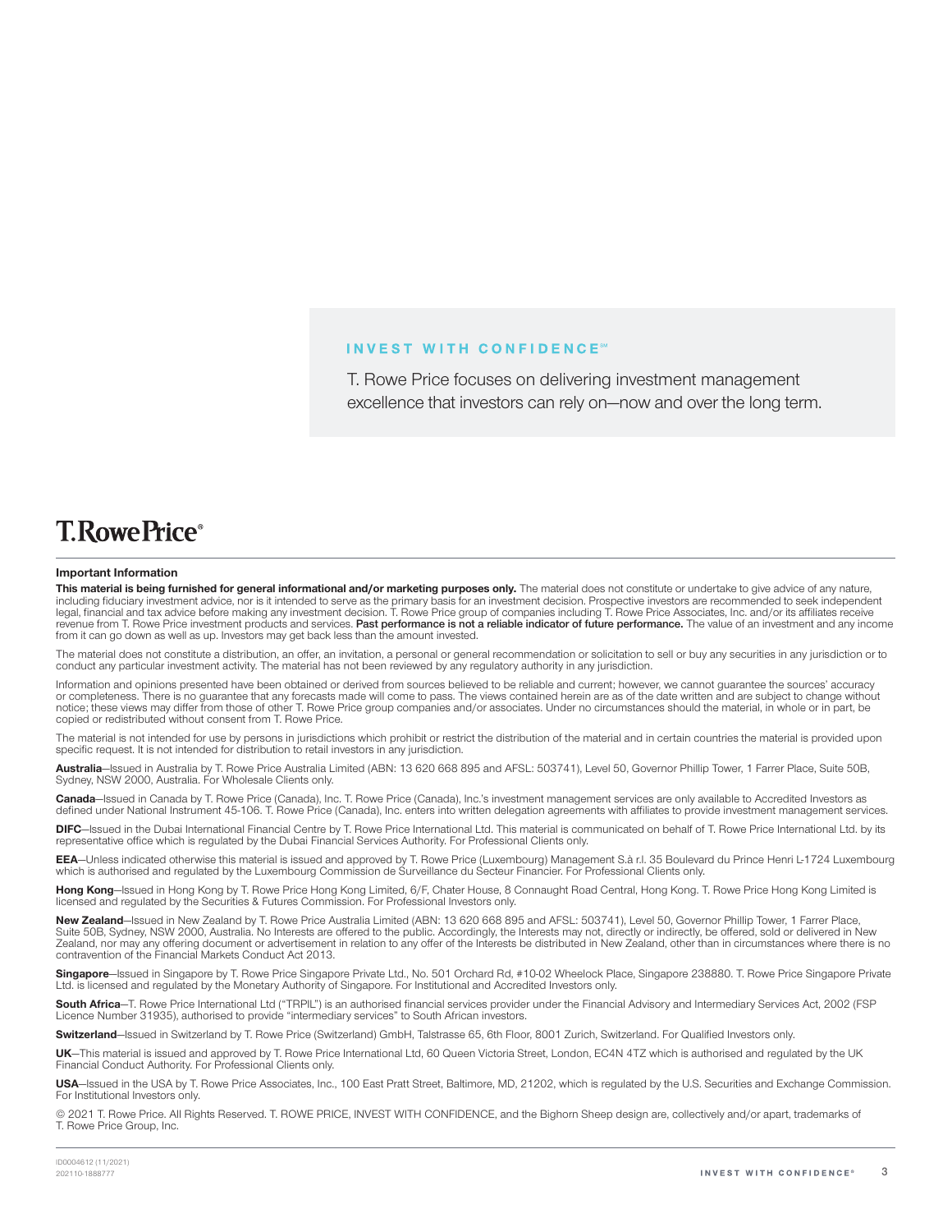**INVEST WITH CONFIDENCE℠**

T. Rowe Price focuses on delivering investment management excellence that investors can rely on—now and over the long term.

T.RowePrice®

### Important Information

**This material is being furnished for general informational and/or marketing purposes only.** The material does not constitute or undertake to give advice of any nature, including fiduciary investment advice, nor is it intended to serve as the primary basis for an investment decision. Prospective investors are recommended to seek independent legal, financial and tax advice before making any investment decision. T. Rowe Price group of companies including T. Rowe Price Associates, Inc. and/or its affiliates receive revenue from T. Rowe Price investment products and services. **Past performance is not a reliable indicator of future performance.** The value of an investment and any income from it can go down as well as up. Investors may get back less than the amount invested.

The material does not constitute a distribution, an offer, an invitation, a personal or general recommendation or solicitation to sell or buy any securities in any jurisdiction or to conduct any particular investment activity. The material has not been reviewed by any regulatory authority in any jurisdiction.

Information and opinions presented have been obtained or derived from sources believed to be reliable and current; however, we cannot guarantee the sources' accuracy or completeness. There is no guarantee that any forecasts made will come to pass. The views contained herein are as of the date written and are subject to change without notice; these views may differ from those of other T. Rowe Price group companies and/or associates. Under no circumstances should the material, in whole or in part, be copied or redistributed without consent from T. Rowe Price.

The material is not intended for use by persons in jurisdictions which prohibit or restrict the distribution of the material and in certain countries the material is provided upon specific request. It is not intended for distribution to retail investors in any jurisdiction.

**Australia**—Issued in Australia by T. Rowe Price Australia Limited (ABN: 13 620 668 895 and AFSL: 503741), Level 50, Governor Phillip Tower, 1 Farrer Place, Suite 50B, Sydney, NSW 2000, Australia. For Wholesale Clients only.

**Canada**—Issued in Canada by T. Rowe Price (Canada), Inc. T. Rowe Price (Canada), Inc.'s investment management services are only available to Accredited Investors as defined under National Instrument 45-106. T. Rowe Price (Canada), Inc. enters into written delegation agreements with affiliates to provide investment management services.

**DIFC**—Issued in the Dubai International Financial Centre by T. Rowe Price International Ltd. This material is communicated on behalf of T. Rowe Price International Ltd. by its representative office which is regulated by the Dubai Financial Services Authority. For Professional Clients only.

**EEA**—Unless indicated otherwise this material is issued and approved by T. Rowe Price (Luxembourg) Management S.à r.l. 35 Boulevard du Prince Henri L-1724 Luxembourg which is authorised and regulated by the Luxembourg Commission de Surveillance du Secteur Financier. For Professional Clients only.

**Hong Kong**—Issued in Hong Kong by T. Rowe Price Hong Kong Limited, 6/F, Chater House, 8 Connaught Road Central, Hong Kong. T. Rowe Price Hong Kong Limited is licensed and regulated by the Securities & Futures Commission. For Professional Investors only.

**New Zealand**—Issued in New Zealand by T. Rowe Price Australia Limited (ABN: 13 620 668 895 and AFSL: 503741), Level 50, Governor Phillip Tower, 1 Farrer Place, Suite 50B, Sydney, NSW 2000, Australia. No Interests are offered to the public. Accordingly, the Interests may not, directly or indirectly, be offered, sold or delivered in New Zealand, nor may any offering document or advertisement in relation to any offer of the Interests be distributed in New Zealand, other than in circumstances where there is no contravention of the Financial Markets Conduct Act 2013.

**Singapore**—Issued in Singapore by T. Rowe Price Singapore Private Ltd., No. 501 Orchard Rd, #10-02 Wheelock Place, Singapore 238880. T. Rowe Price Singapore Private Ltd. is licensed and regulated by the Monetary Authority of Singapore. For Institutional and Accredited Investors only.

**South Africa**—T. Rowe Price International Ltd ("TRPIL") is an authorised financial services provider under the Financial Advisory and Intermediary Services Act, 2002 (FSP Licence Number 31935), authorised to provide "intermediary services" to South African investors.

**Switzerland**—Issued in Switzerland by T. Rowe Price (Switzerland) GmbH, Talstrasse 65, 6th Floor, 8001 Zurich, Switzerland. For Qualified Investors only.

**UK**—This material is issued and approved by T. Rowe Price International Ltd, 60 Queen Victoria Street, London, EC4N 4TZ which is authorised and regulated by the UK Financial Conduct Authority. For Professional Clients only.

**USA**—Issued in the USA by T. Rowe Price Associates, Inc., 100 East Pratt Street, Baltimore, MD, 21202, which is regulated by the U.S. Securities and Exchange Commission. For Institutional Investors only.

© 2021 T. Rowe Price. All Rights Reserved. T. ROWE PRICE, INVEST WITH CONFIDENCE, and the Bighorn Sheep design are, collectively and/or apart, trademarks of T. Rowe Price Group, Inc.

ID0004612 (11/2021)
202110-1888777